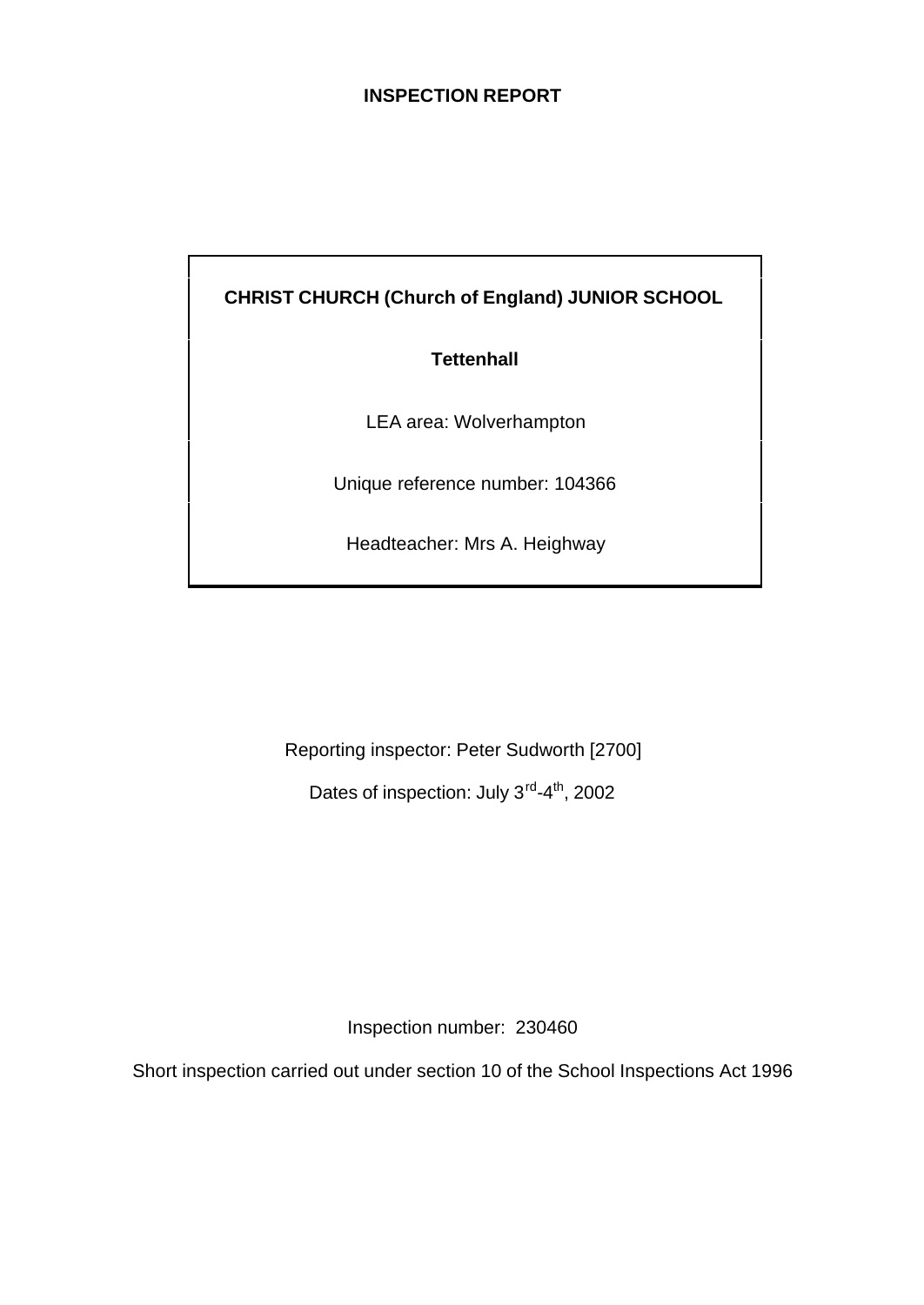# INSPECTION REPORT

**CHRIST CHURCH (Church of England) JUNIOR SCHOOL**

**Tettenhall**

LEA area: Wolverhampton

Unique reference number: 104366

Headteacher: Mrs A. Heighway

Reporting inspector: Peter Sudworth [2700]

Dates of inspection: July 3rd-4th, 2002

Inspection number: 230460

Short inspection carried out under section 10 of the School Inspections Act 1996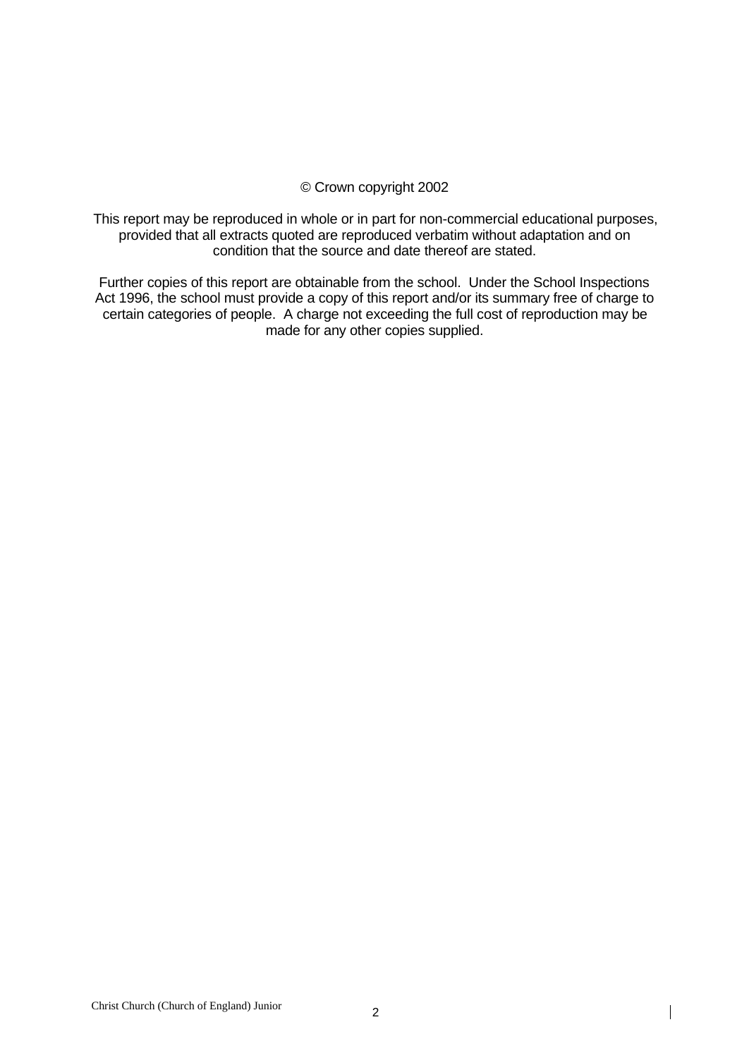© Crown copyright 2002

This report may be reproduced in whole or in part for non-commercial educational purposes, provided that all extracts quoted are reproduced verbatim without adaptation and on condition that the source and date thereof are stated.

Further copies of this report are obtainable from the school. Under the School Inspections Act 1996, the school must provide a copy of this report and/or its summary free of charge to certain categories of people. A charge not exceeding the full cost of reproduction may be made for any other copies supplied.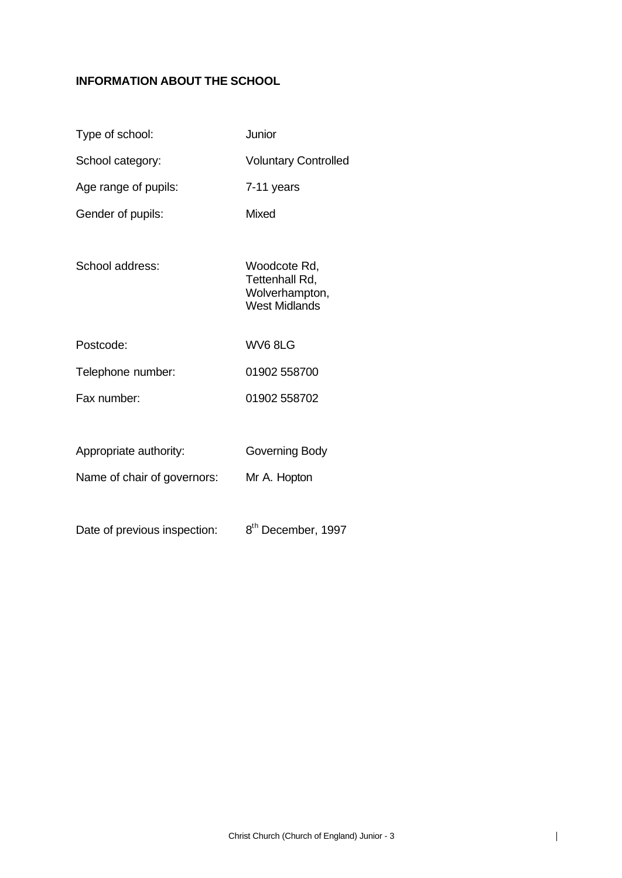**INFORMATION ABOUT THE SCHOOL**

| | |
|---|---|
| Type of school: | Junior |
| School category: | Voluntary Controlled |
| Age range of pupils: | 7-11 years |
| Gender of pupils: | Mixed |
| School address: | Woodcote Rd, Tettenhall Rd, Wolverhampton, West Midlands |
| Postcode: | WV6 8LG |
| Telephone number: | 01902 558700 |
| Fax number: | 01902 558702 |
| Appropriate authority: | Governing Body |
| Name of chair of governors: | Mr A. Hopton |
| Date of previous inspection: | 8th December, 1997 |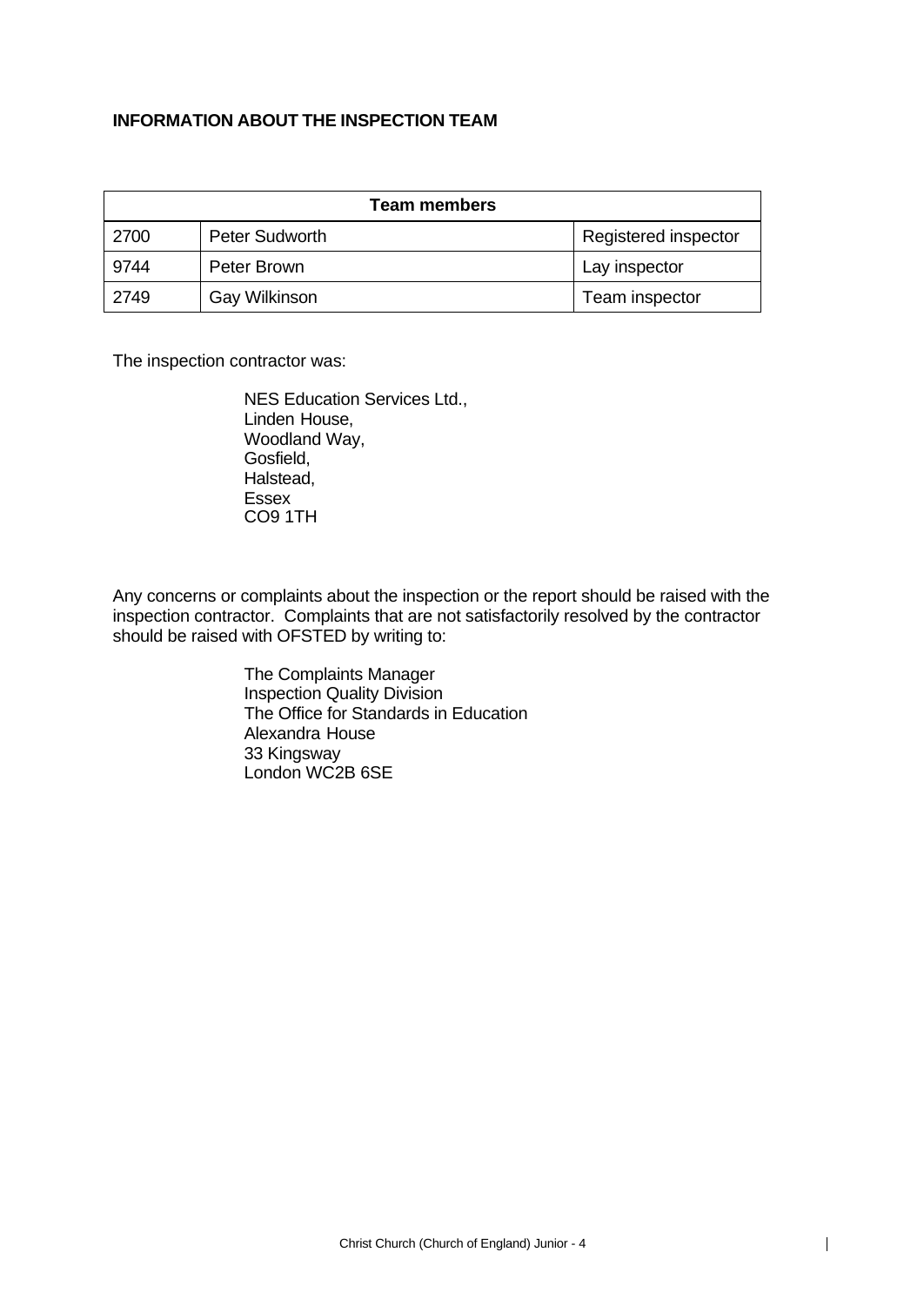## INFORMATION ABOUT THE INSPECTION TEAM

| Team members | | |
|---|---|---|
| 2700 | Peter Sudworth | Registered inspector |
| 9744 | Peter Brown | Lay inspector |
| 2749 | Gay Wilkinson | Team inspector |

The inspection contractor was:

NES Education Services Ltd.,
Linden House,
Woodland Way,
Gosfield,
Halstead,
Essex
CO9 1TH

Any concerns or complaints about the inspection or the report should be raised with the inspection contractor. Complaints that are not satisfactorily resolved by the contractor should be raised with OFSTED by writing to:

The Complaints Manager
Inspection Quality Division
The Office for Standards in Education
Alexandra House
33 Kingsway
London WC2B 6SE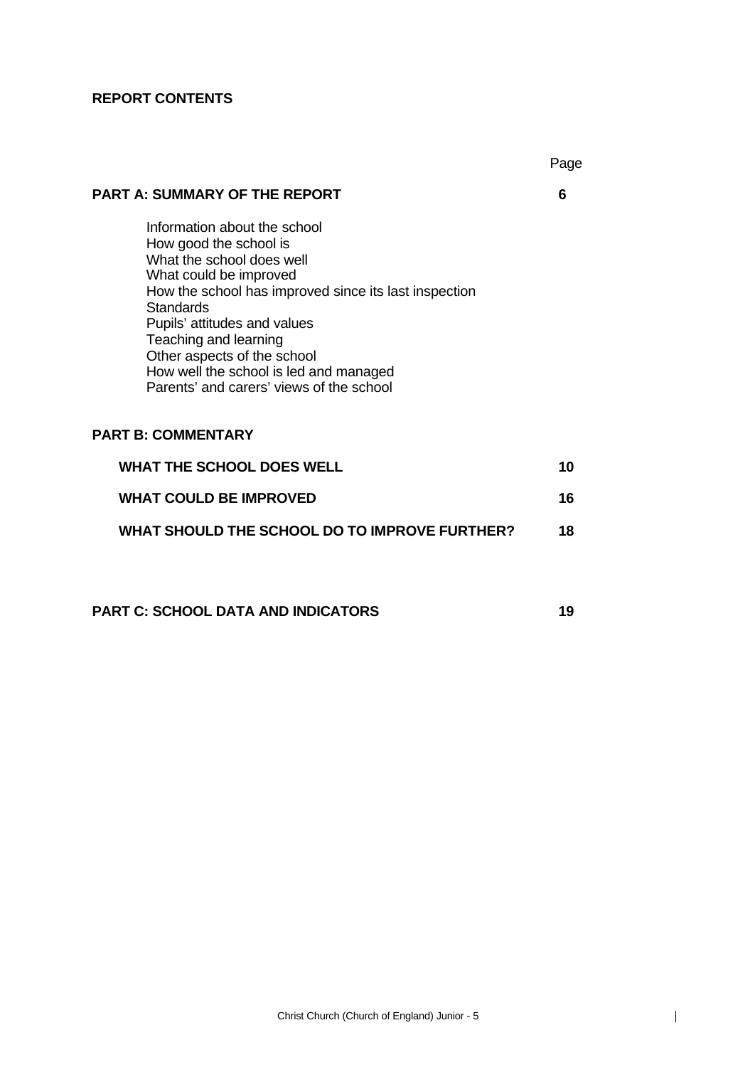# REPORT CONTENTS

| | Page |
|---|---|
| **PART A: SUMMARY OF THE REPORT** | **6** |
| Information about the school<br>How good the school is<br>What the school does well<br>What could be improved<br>How the school has improved since its last inspection<br>Standards<br>Pupils' attitudes and values<br>Teaching and learning<br>Other aspects of the school<br>How well the school is led and managed<br>Parents' and carers' views of the school | |
| **PART B: COMMENTARY** | |
| **WHAT THE SCHOOL DOES WELL** | **10** |
| **WHAT COULD BE IMPROVED** | **16** |
| **WHAT SHOULD THE SCHOOL DO TO IMPROVE FURTHER?** | **18** |
| **PART C: SCHOOL DATA AND INDICATORS** | **19** |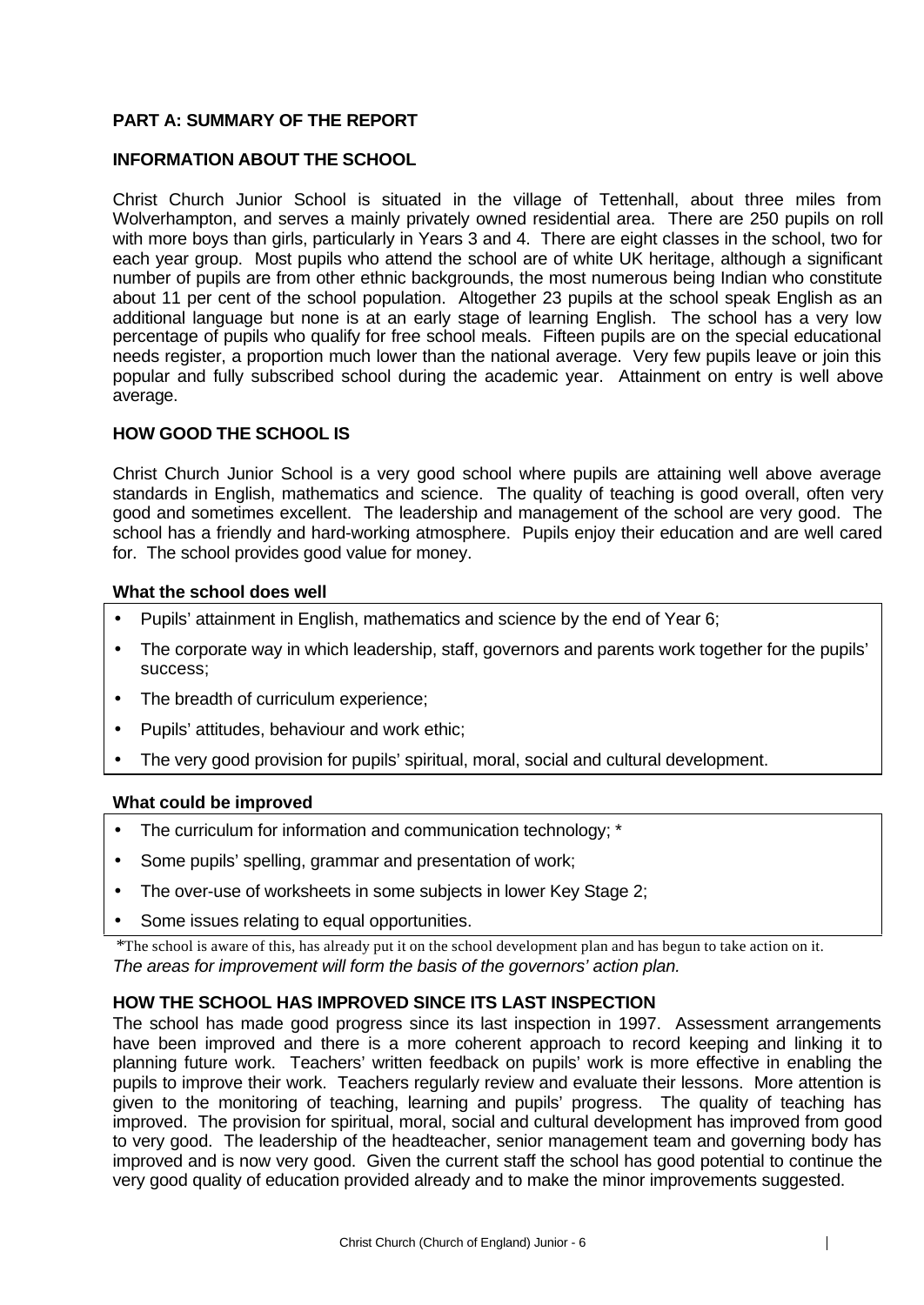## PART A: SUMMARY OF THE REPORT

### INFORMATION ABOUT THE SCHOOL

Christ Church Junior School is situated in the village of Tettenhall, about three miles from Wolverhampton, and serves a mainly privately owned residential area. There are 250 pupils on roll with more boys than girls, particularly in Years 3 and 4. There are eight classes in the school, two for each year group. Most pupils who attend the school are of white UK heritage, although a significant number of pupils are from other ethnic backgrounds, the most numerous being Indian who constitute about 11 per cent of the school population. Altogether 23 pupils at the school speak English as an additional language but none is at an early stage of learning English. The school has a very low percentage of pupils who qualify for free school meals. Fifteen pupils are on the special educational needs register, a proportion much lower than the national average. Very few pupils leave or join this popular and fully subscribed school during the academic year. Attainment on entry is well above average.

### HOW GOOD THE SCHOOL IS

Christ Church Junior School is a very good school where pupils are attaining well above average standards in English, mathematics and science. The quality of teaching is good overall, often very good and sometimes excellent. The leadership and management of the school are very good. The school has a friendly and hard-working atmosphere. Pupils enjoy their education and are well cared for. The school provides good value for money.

**What the school does well**

- Pupils' attainment in English, mathematics and science by the end of Year 6;
- The corporate way in which leadership, staff, governors and parents work together for the pupils' success;
- The breadth of curriculum experience;
- Pupils' attitudes, behaviour and work ethic;
- The very good provision for pupils' spiritual, moral, social and cultural development.

**What could be improved**

- The curriculum for information and communication technology; *
- Some pupils' spelling, grammar and presentation of work;
- The over-use of worksheets in some subjects in lower Key Stage 2;
- Some issues relating to equal opportunities.

*The school is aware of this, has already put it on the school development plan and has begun to take action on it.
*The areas for improvement will form the basis of the governors' action plan.*

### HOW THE SCHOOL HAS IMPROVED SINCE ITS LAST INSPECTION

The school has made good progress since its last inspection in 1997. Assessment arrangements have been improved and there is a more coherent approach to record keeping and linking it to planning future work. Teachers' written feedback on pupils' work is more effective in enabling the pupils to improve their work. Teachers regularly review and evaluate their lessons. More attention is given to the monitoring of teaching, learning and pupils' progress. The quality of teaching has improved. The provision for spiritual, moral, social and cultural development has improved from good to very good. The leadership of the headteacher, senior management team and governing body has improved and is now very good. Given the current staff the school has good potential to continue the very good quality of education provided already and to make the minor improvements suggested.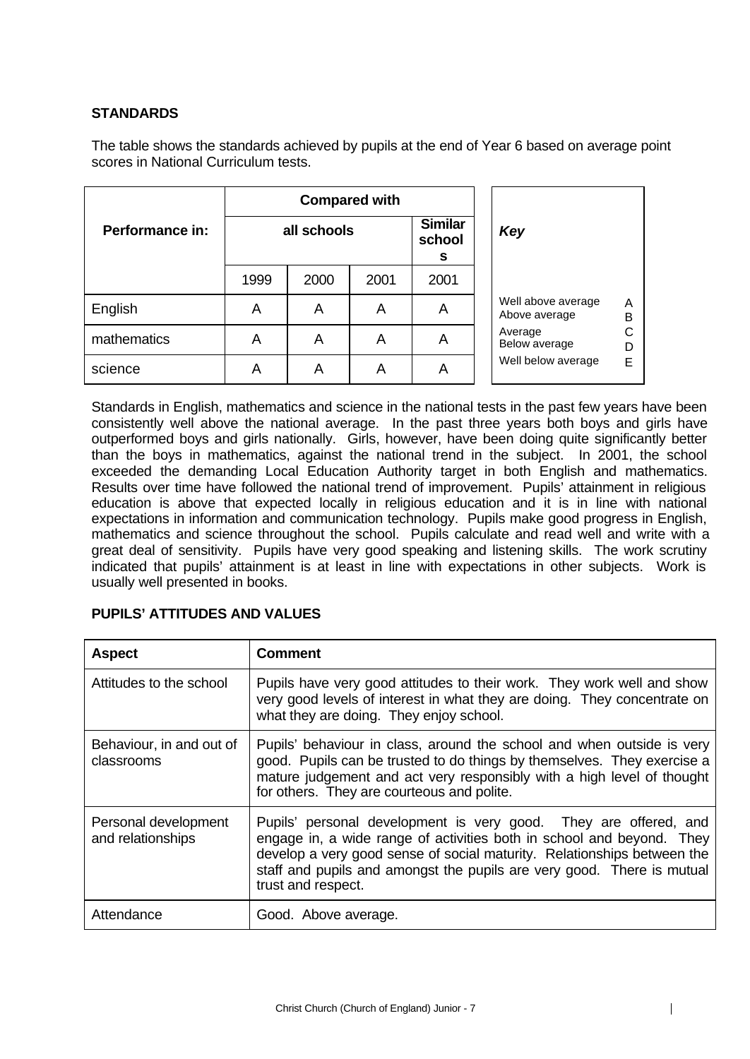## STANDARDS

The table shows the standards achieved by pupils at the end of Year 6 based on average point scores in National Curriculum tests.

| Performance in: | Compared with | | | |
|---|---|---|---|---|
| | all schools | | | Similar schools |
| | 1999 | 2000 | 2001 | 2001 |
| English | A | A | A | A |
| mathematics | A | A | A | A |
| science | A | A | A | A |

| *Key* | |
|---|---|
| Well above average | A |
| Above average | B |
| Average | C |
| Below average | D |
| Well below average | E |

Standards in English, mathematics and science in the national tests in the past few years have been consistently well above the national average. In the past three years both boys and girls have outperformed boys and girls nationally. Girls, however, have been doing quite significantly better than the boys in mathematics, against the national trend in the subject. In 2001, the school exceeded the demanding Local Education Authority target in both English and mathematics. Results over time have followed the national trend of improvement. Pupils' attainment in religious education is above that expected locally in religious education and it is in line with national expectations in information and communication technology. Pupils make good progress in English, mathematics and science throughout the school. Pupils calculate and read well and write with a great deal of sensitivity. Pupils have very good speaking and listening skills. The work scrutiny indicated that pupils' attainment is at least in line with expectations in other subjects. Work is usually well presented in books.

## PUPILS' ATTITUDES AND VALUES

| Aspect | Comment |
|---|---|
| Attitudes to the school | Pupils have very good attitudes to their work. They work well and show very good levels of interest in what they are doing. They concentrate on what they are doing. They enjoy school. |
| Behaviour, in and out of classrooms | Pupils' behaviour in class, around the school and when outside is very good. Pupils can be trusted to do things by themselves. They exercise a mature judgement and act very responsibly with a high level of thought for others. They are courteous and polite. |
| Personal development and relationships | Pupils' personal development is very good. They are offered, and engage in, a wide range of activities both in school and beyond. They develop a very good sense of social maturity. Relationships between the staff and pupils and amongst the pupils are very good. There is mutual trust and respect. |
| Attendance | Good. Above average. |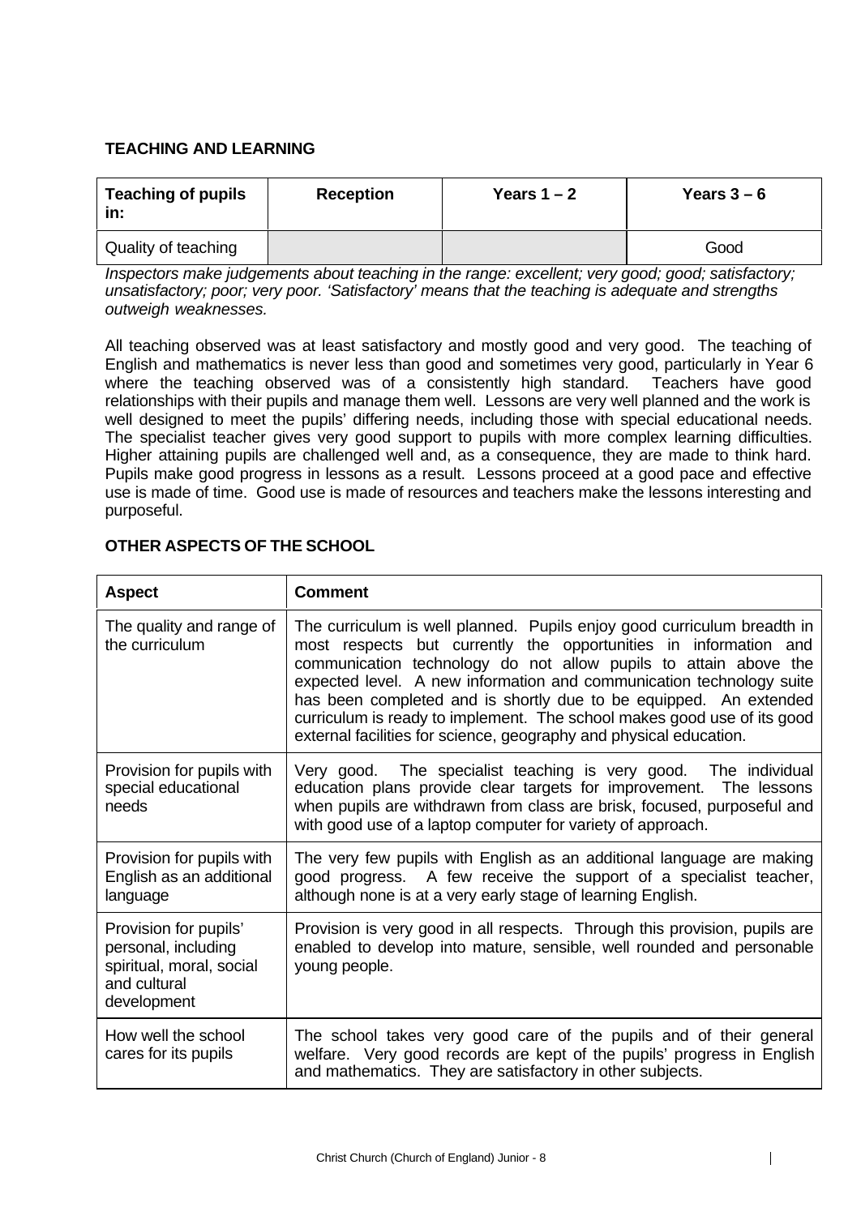## TEACHING AND LEARNING

| Teaching of pupils in: | Reception | Years 1 – 2 | Years 3 – 6 |
|---|---|---|---|
| Quality of teaching | | | Good |

*Inspectors make judgements about teaching in the range: excellent; very good; good; satisfactory; unsatisfactory; poor; very poor. 'Satisfactory' means that the teaching is adequate and strengths outweigh weaknesses.*

All teaching observed was at least satisfactory and mostly good and very good. The teaching of English and mathematics is never less than good and sometimes very good, particularly in Year 6 where the teaching observed was of a consistently high standard. Teachers have good relationships with their pupils and manage them well. Lessons are very well planned and the work is well designed to meet the pupils' differing needs, including those with special educational needs. The specialist teacher gives very good support to pupils with more complex learning difficulties. Higher attaining pupils are challenged well and, as a consequence, they are made to think hard. Pupils make good progress in lessons as a result. Lessons proceed at a good pace and effective use is made of time. Good use is made of resources and teachers make the lessons interesting and purposeful.

## OTHER ASPECTS OF THE SCHOOL

| Aspect | Comment |
|---|---|
| The quality and range of the curriculum | The curriculum is well planned. Pupils enjoy good curriculum breadth in most respects but currently the opportunities in information and communication technology do not allow pupils to attain above the expected level. A new information and communication technology suite has been completed and is shortly due to be equipped. An extended curriculum is ready to implement. The school makes good use of its good external facilities for science, geography and physical education. |
| Provision for pupils with special educational needs | Very good. The specialist teaching is very good. The individual education plans provide clear targets for improvement. The lessons when pupils are withdrawn from class are brisk, focused, purposeful and with good use of a laptop computer for variety of approach. |
| Provision for pupils with English as an additional language | The very few pupils with English as an additional language are making good progress. A few receive the support of a specialist teacher, although none is at a very early stage of learning English. |
| Provision for pupils' personal, including spiritual, moral, social and cultural development | Provision is very good in all respects. Through this provision, pupils are enabled to develop into mature, sensible, well rounded and personable young people. |
| How well the school cares for its pupils | The school takes very good care of the pupils and of their general welfare. Very good records are kept of the pupils' progress in English and mathematics. They are satisfactory in other subjects. |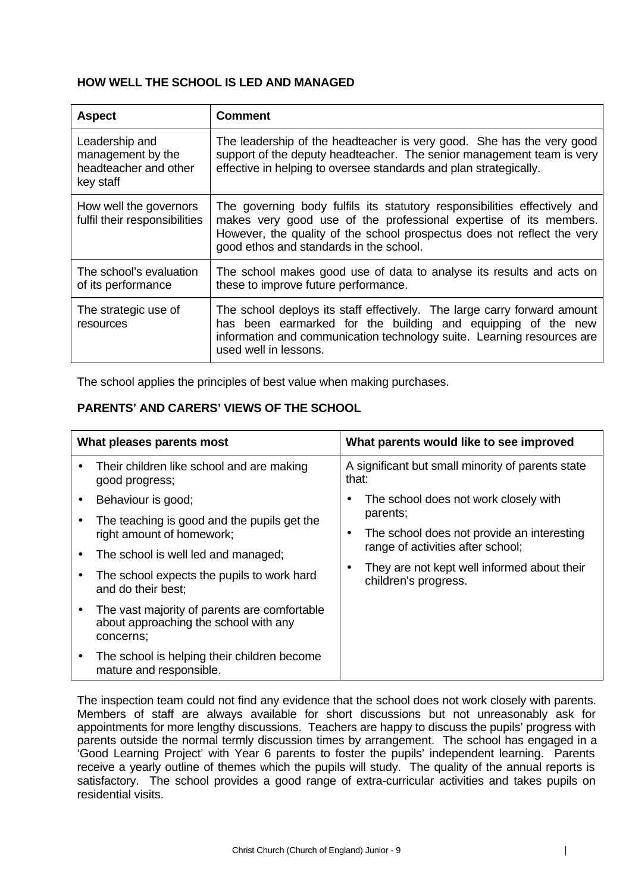### HOW WELL THE SCHOOL IS LED AND MANAGED

| Aspect | Comment |
|---|---|
| Leadership and management by the headteacher and other key staff | The leadership of the headteacher is very good. She has the very good support of the deputy headteacher. The senior management team is very effective in helping to oversee standards and plan strategically. |
| How well the governors fulfil their responsibilities | The governing body fulfils its statutory responsibilities effectively and makes very good use of the professional expertise of its members. However, the quality of the school prospectus does not reflect the very good ethos and standards in the school. |
| The school's evaluation of its performance | The school makes good use of data to analyse its results and acts on these to improve future performance. |
| The strategic use of resources | The school deploys its staff effectively. The large carry forward amount has been earmarked for the building and equipping of the new information and communication technology suite. Learning resources are used well in lessons. |

The school applies the principles of best value when making purchases.

### PARENTS' AND CARERS' VIEWS OF THE SCHOOL

| What pleases parents most | What parents would like to see improved |
|---|---|
| • Their children like school and are making good progress;<br>• Behaviour is good;<br>• The teaching is good and the pupils get the right amount of homework;<br>• The school is well led and managed;<br>• The school expects the pupils to work hard and do their best;<br>• The vast majority of parents are comfortable about approaching the school with any concerns;<br>• The school is helping their children become mature and responsible. | A significant but small minority of parents state that:<br>• The school does not work closely with parents;<br>• The school does not provide an interesting range of activities after school;<br>• They are not kept well informed about their children's progress. |

The inspection team could not find any evidence that the school does not work closely with parents. Members of staff are always available for short discussions but not unreasonably ask for appointments for more lengthy discussions. Teachers are happy to discuss the pupils' progress with parents outside the normal termly discussion times by arrangement. The school has engaged in a 'Good Learning Project' with Year 6 parents to foster the pupils' independent learning. Parents receive a yearly outline of themes which the pupils will study. The quality of the annual reports is satisfactory. The school provides a good range of extra-curricular activities and takes pupils on residential visits.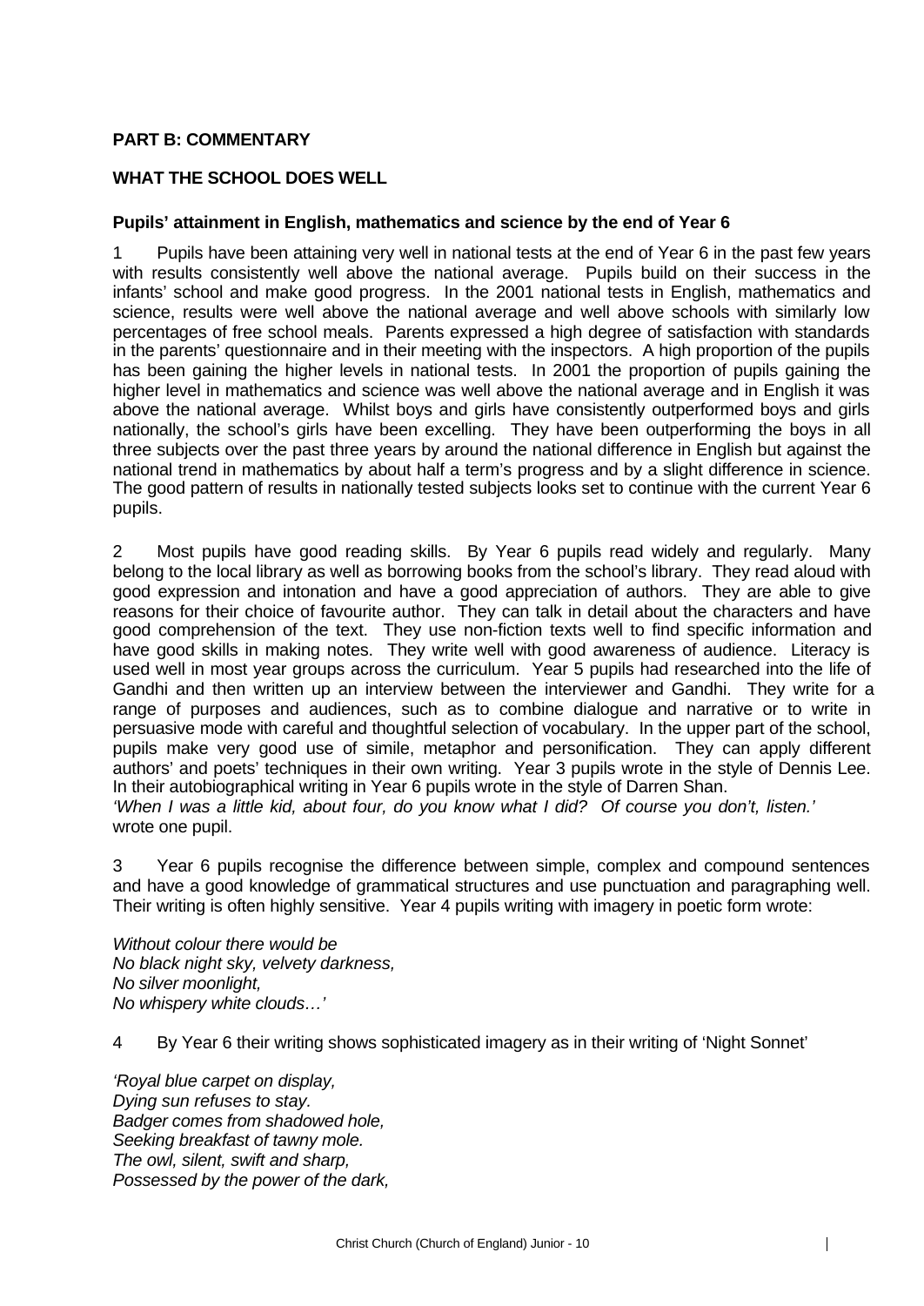**PART B: COMMENTARY**

**WHAT THE SCHOOL DOES WELL**

**Pupils' attainment in English, mathematics and science by the end of Year 6**

1 Pupils have been attaining very well in national tests at the end of Year 6 in the past few years with results consistently well above the national average. Pupils build on their success in the infants' school and make good progress. In the 2001 national tests in English, mathematics and science, results were well above the national average and well above schools with similarly low percentages of free school meals. Parents expressed a high degree of satisfaction with standards in the parents' questionnaire and in their meeting with the inspectors. A high proportion of the pupils has been gaining the higher levels in national tests. In 2001 the proportion of pupils gaining the higher level in mathematics and science was well above the national average and in English it was above the national average. Whilst boys and girls have consistently outperformed boys and girls nationally, the school's girls have been excelling. They have been outperforming the boys in all three subjects over the past three years by around the national difference in English but against the national trend in mathematics by about half a term's progress and by a slight difference in science. The good pattern of results in nationally tested subjects looks set to continue with the current Year 6 pupils.

2 Most pupils have good reading skills. By Year 6 pupils read widely and regularly. Many belong to the local library as well as borrowing books from the school's library. They read aloud with good expression and intonation and have a good appreciation of authors. They are able to give reasons for their choice of favourite author. They can talk in detail about the characters and have good comprehension of the text. They use non-fiction texts well to find specific information and have good skills in making notes. They write well with good awareness of audience. Literacy is used well in most year groups across the curriculum. Year 5 pupils had researched into the life of Gandhi and then written up an interview between the interviewer and Gandhi. They write for a range of purposes and audiences, such as to combine dialogue and narrative or to write in persuasive mode with careful and thoughtful selection of vocabulary. In the upper part of the school, pupils make very good use of simile, metaphor and personification. They can apply different authors' and poets' techniques in their own writing. Year 3 pupils wrote in the style of Dennis Lee. In their autobiographical writing in Year 6 pupils wrote in the style of Darren Shan.
*'When I was a little kid, about four, do you know what I did? Of course you don't, listen.'* wrote one pupil.

3 Year 6 pupils recognise the difference between simple, complex and compound sentences and have a good knowledge of grammatical structures and use punctuation and paragraphing well. Their writing is often highly sensitive. Year 4 pupils writing with imagery in poetic form wrote:

*Without colour there would be*
*No black night sky, velvety darkness,*
*No silver moonlight,*
*No whispery white clouds…'*

4 By Year 6 their writing shows sophisticated imagery as in their writing of 'Night Sonnet'

*'Royal blue carpet on display,*
*Dying sun refuses to stay.*
*Badger comes from shadowed hole,*
*Seeking breakfast of tawny mole.*
*The owl, silent, swift and sharp,*
*Possessed by the power of the dark,*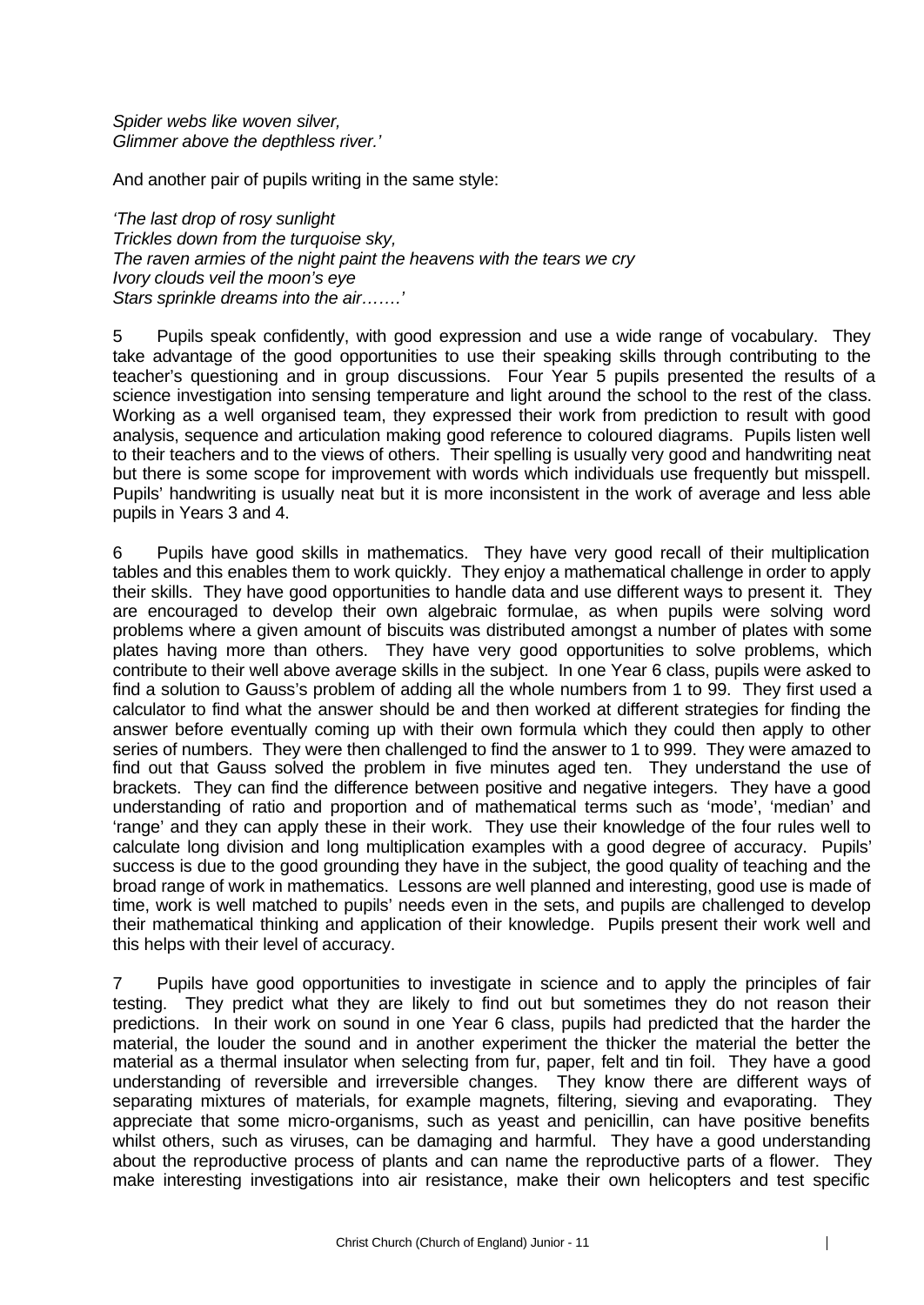*Spider webs like woven silver,*
*Glimmer above the depthless river.'*

And another pair of pupils writing in the same style:

*'The last drop of rosy sunlight*
*Trickles down from the turquoise sky,*
*The raven armies of the night paint the heavens with the tears we cry*
*Ivory clouds veil the moon's eye*
*Stars sprinkle dreams into the air……'*

5 Pupils speak confidently, with good expression and use a wide range of vocabulary. They take advantage of the good opportunities to use their speaking skills through contributing to the teacher's questioning and in group discussions. Four Year 5 pupils presented the results of a science investigation into sensing temperature and light around the school to the rest of the class. Working as a well organised team, they expressed their work from prediction to result with good analysis, sequence and articulation making good reference to coloured diagrams. Pupils listen well to their teachers and to the views of others. Their spelling is usually very good and handwriting neat but there is some scope for improvement with words which individuals use frequently but misspell. Pupils' handwriting is usually neat but it is more inconsistent in the work of average and less able pupils in Years 3 and 4.

6 Pupils have good skills in mathematics. They have very good recall of their multiplication tables and this enables them to work quickly. They enjoy a mathematical challenge in order to apply their skills. They have good opportunities to handle data and use different ways to present it. They are encouraged to develop their own algebraic formulae, as when pupils were solving word problems where a given amount of biscuits was distributed amongst a number of plates with some plates having more than others. They have very good opportunities to solve problems, which contribute to their well above average skills in the subject. In one Year 6 class, pupils were asked to find a solution to Gauss's problem of adding all the whole numbers from 1 to 99. They first used a calculator to find what the answer should be and then worked at different strategies for finding the answer before eventually coming up with their own formula which they could then apply to other series of numbers. They were then challenged to find the answer to 1 to 999. They were amazed to find out that Gauss solved the problem in five minutes aged ten. They understand the use of brackets. They can find the difference between positive and negative integers. They have a good understanding of ratio and proportion and of mathematical terms such as 'mode', 'median' and 'range' and they can apply these in their work. They use their knowledge of the four rules well to calculate long division and long multiplication examples with a good degree of accuracy. Pupils' success is due to the good grounding they have in the subject, the good quality of teaching and the broad range of work in mathematics. Lessons are well planned and interesting, good use is made of time, work is well matched to pupils' needs even in the sets, and pupils are challenged to develop their mathematical thinking and application of their knowledge. Pupils present their work well and this helps with their level of accuracy.

7 Pupils have good opportunities to investigate in science and to apply the principles of fair testing. They predict what they are likely to find out but sometimes they do not reason their predictions. In their work on sound in one Year 6 class, pupils had predicted that the harder the material, the louder the sound and in another experiment the thicker the material the better the material as a thermal insulator when selecting from fur, paper, felt and tin foil. They have a good understanding of reversible and irreversible changes. They know there are different ways of separating mixtures of materials, for example magnets, filtering, sieving and evaporating. They appreciate that some micro-organisms, such as yeast and penicillin, can have positive benefits whilst others, such as viruses, can be damaging and harmful. They have a good understanding about the reproductive process of plants and can name the reproductive parts of a flower. They make interesting investigations into air resistance, make their own helicopters and test specific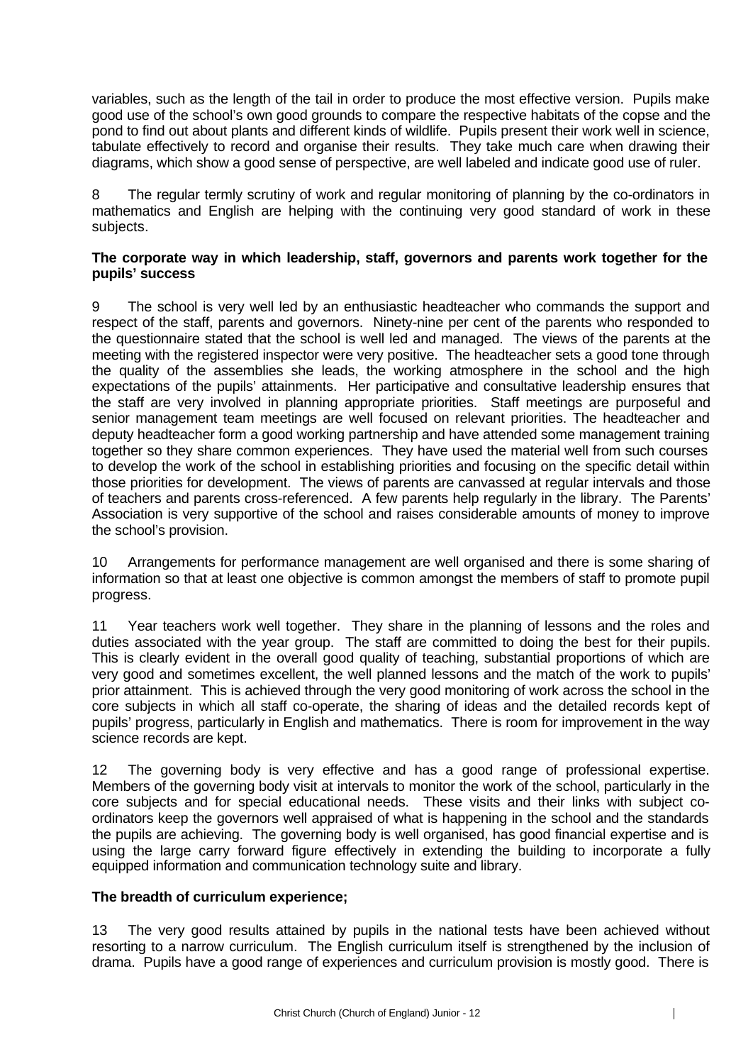variables, such as the length of the tail in order to produce the most effective version. Pupils make good use of the school's own good grounds to compare the respective habitats of the copse and the pond to find out about plants and different kinds of wildlife. Pupils present their work well in science, tabulate effectively to record and organise their results. They take much care when drawing their diagrams, which show a good sense of perspective, are well labeled and indicate good use of ruler.

8 The regular termly scrutiny of work and regular monitoring of planning by the co-ordinators in mathematics and English are helping with the continuing very good standard of work in these subjects.

**The corporate way in which leadership, staff, governors and parents work together for the pupils' success**

9 The school is very well led by an enthusiastic headteacher who commands the support and respect of the staff, parents and governors. Ninety-nine per cent of the parents who responded to the questionnaire stated that the school is well led and managed. The views of the parents at the meeting with the registered inspector were very positive. The headteacher sets a good tone through the quality of the assemblies she leads, the working atmosphere in the school and the high expectations of the pupils' attainments. Her participative and consultative leadership ensures that the staff are very involved in planning appropriate priorities. Staff meetings are purposeful and senior management team meetings are well focused on relevant priorities. The headteacher and deputy headteacher form a good working partnership and have attended some management training together so they share common experiences. They have used the material well from such courses to develop the work of the school in establishing priorities and focusing on the specific detail within those priorities for development. The views of parents are canvassed at regular intervals and those of teachers and parents cross-referenced. A few parents help regularly in the library. The Parents' Association is very supportive of the school and raises considerable amounts of money to improve the school's provision.

10 Arrangements for performance management are well organised and there is some sharing of information so that at least one objective is common amongst the members of staff to promote pupil progress.

11 Year teachers work well together. They share in the planning of lessons and the roles and duties associated with the year group. The staff are committed to doing the best for their pupils. This is clearly evident in the overall good quality of teaching, substantial proportions of which are very good and sometimes excellent, the well planned lessons and the match of the work to pupils' prior attainment. This is achieved through the very good monitoring of work across the school in the core subjects in which all staff co-operate, the sharing of ideas and the detailed records kept of pupils' progress, particularly in English and mathematics. There is room for improvement in the way science records are kept.

12 The governing body is very effective and has a good range of professional expertise. Members of the governing body visit at intervals to monitor the work of the school, particularly in the core subjects and for special educational needs. These visits and their links with subject co-ordinators keep the governors well appraised of what is happening in the school and the standards the pupils are achieving. The governing body is well organised, has good financial expertise and is using the large carry forward figure effectively in extending the building to incorporate a fully equipped information and communication technology suite and library.

**The breadth of curriculum experience;**

13 The very good results attained by pupils in the national tests have been achieved without resorting to a narrow curriculum. The English curriculum itself is strengthened by the inclusion of drama. Pupils have a good range of experiences and curriculum provision is mostly good. There is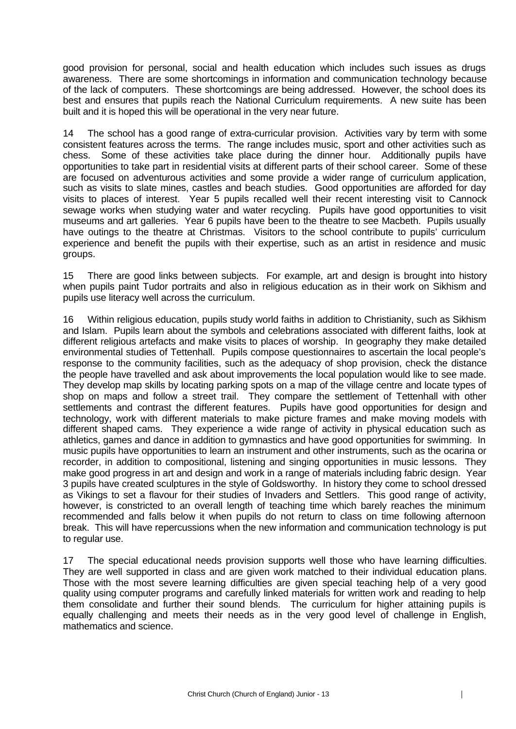good provision for personal, social and health education which includes such issues as drugs awareness. There are some shortcomings in information and communication technology because of the lack of computers. These shortcomings are being addressed. However, the school does its best and ensures that pupils reach the National Curriculum requirements. A new suite has been built and it is hoped this will be operational in the very near future.

14 The school has a good range of extra-curricular provision. Activities vary by term with some consistent features across the terms. The range includes music, sport and other activities such as chess. Some of these activities take place during the dinner hour. Additionally pupils have opportunities to take part in residential visits at different parts of their school career. Some of these are focused on adventurous activities and some provide a wider range of curriculum application, such as visits to slate mines, castles and beach studies. Good opportunities are afforded for day visits to places of interest. Year 5 pupils recalled well their recent interesting visit to Cannock sewage works when studying water and water recycling. Pupils have good opportunities to visit museums and art galleries. Year 6 pupils have been to the theatre to see Macbeth. Pupils usually have outings to the theatre at Christmas. Visitors to the school contribute to pupils' curriculum experience and benefit the pupils with their expertise, such as an artist in residence and music groups.

15 There are good links between subjects. For example, art and design is brought into history when pupils paint Tudor portraits and also in religious education as in their work on Sikhism and pupils use literacy well across the curriculum.

16 Within religious education, pupils study world faiths in addition to Christianity, such as Sikhism and Islam. Pupils learn about the symbols and celebrations associated with different faiths, look at different religious artefacts and make visits to places of worship. In geography they make detailed environmental studies of Tettenhall. Pupils compose questionnaires to ascertain the local people's response to the community facilities, such as the adequacy of shop provision, check the distance the people have travelled and ask about improvements the local population would like to see made. They develop map skills by locating parking spots on a map of the village centre and locate types of shop on maps and follow a street trail. They compare the settlement of Tettenhall with other settlements and contrast the different features. Pupils have good opportunities for design and technology, work with different materials to make picture frames and make moving models with different shaped cams. They experience a wide range of activity in physical education such as athletics, games and dance in addition to gymnastics and have good opportunities for swimming. In music pupils have opportunities to learn an instrument and other instruments, such as the ocarina or recorder, in addition to compositional, listening and singing opportunities in music lessons. They make good progress in art and design and work in a range of materials including fabric design. Year 3 pupils have created sculptures in the style of Goldsworthy. In history they come to school dressed as Vikings to set a flavour for their studies of Invaders and Settlers. This good range of activity, however, is constricted to an overall length of teaching time which barely reaches the minimum recommended and falls below it when pupils do not return to class on time following afternoon break. This will have repercussions when the new information and communication technology is put to regular use.

17 The special educational needs provision supports well those who have learning difficulties. They are well supported in class and are given work matched to their individual education plans. Those with the most severe learning difficulties are given special teaching help of a very good quality using computer programs and carefully linked materials for written work and reading to help them consolidate and further their sound blends. The curriculum for higher attaining pupils is equally challenging and meets their needs as in the very good level of challenge in English, mathematics and science.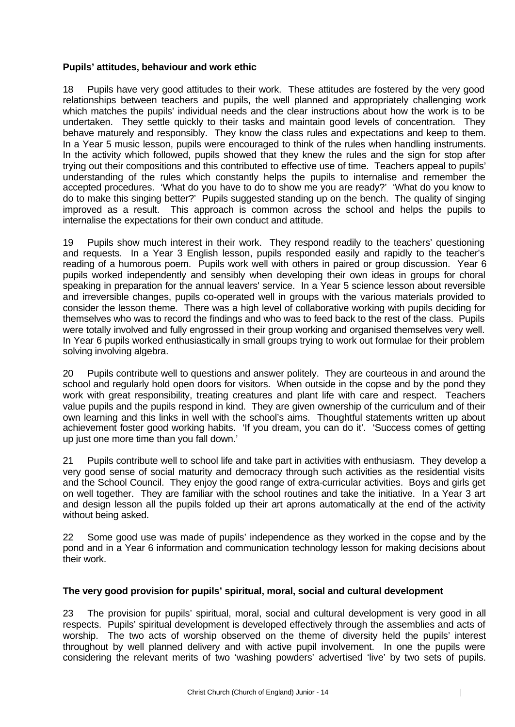### Pupils' attitudes, behaviour and work ethic

18 Pupils have very good attitudes to their work. These attitudes are fostered by the very good relationships between teachers and pupils, the well planned and appropriately challenging work which matches the pupils' individual needs and the clear instructions about how the work is to be undertaken. They settle quickly to their tasks and maintain good levels of concentration. They behave maturely and responsibly. They know the class rules and expectations and keep to them. In a Year 5 music lesson, pupils were encouraged to think of the rules when handling instruments. In the activity which followed, pupils showed that they knew the rules and the sign for stop after trying out their compositions and this contributed to effective use of time. Teachers appeal to pupils' understanding of the rules which constantly helps the pupils to internalise and remember the accepted procedures. 'What do you have to do to show me you are ready?' 'What do you know to do to make this singing better?' Pupils suggested standing up on the bench. The quality of singing improved as a result. This approach is common across the school and helps the pupils to internalise the expectations for their own conduct and attitude.

19 Pupils show much interest in their work. They respond readily to the teachers' questioning and requests. In a Year 3 English lesson, pupils responded easily and rapidly to the teacher's reading of a humorous poem. Pupils work well with others in paired or group discussion. Year 6 pupils worked independently and sensibly when developing their own ideas in groups for choral speaking in preparation for the annual leavers' service. In a Year 5 science lesson about reversible and irreversible changes, pupils co-operated well in groups with the various materials provided to consider the lesson theme. There was a high level of collaborative working with pupils deciding for themselves who was to record the findings and who was to feed back to the rest of the class. Pupils were totally involved and fully engrossed in their group working and organised themselves very well. In Year 6 pupils worked enthusiastically in small groups trying to work out formulae for their problem solving involving algebra.

20 Pupils contribute well to questions and answer politely. They are courteous in and around the school and regularly hold open doors for visitors. When outside in the copse and by the pond they work with great responsibility, treating creatures and plant life with care and respect. Teachers value pupils and the pupils respond in kind. They are given ownership of the curriculum and of their own learning and this links in well with the school's aims. Thoughtful statements written up about achievement foster good working habits. 'If you dream, you can do it'. 'Success comes of getting up just one more time than you fall down.'

21 Pupils contribute well to school life and take part in activities with enthusiasm. They develop a very good sense of social maturity and democracy through such activities as the residential visits and the School Council. They enjoy the good range of extra-curricular activities. Boys and girls get on well together. They are familiar with the school routines and take the initiative. In a Year 3 art and design lesson all the pupils folded up their art aprons automatically at the end of the activity without being asked.

22 Some good use was made of pupils' independence as they worked in the copse and by the pond and in a Year 6 information and communication technology lesson for making decisions about their work.

### The very good provision for pupils' spiritual, moral, social and cultural development

23 The provision for pupils' spiritual, moral, social and cultural development is very good in all respects. Pupils' spiritual development is developed effectively through the assemblies and acts of worship. The two acts of worship observed on the theme of diversity held the pupils' interest throughout by well planned delivery and with active pupil involvement. In one the pupils were considering the relevant merits of two 'washing powders' advertised 'live' by two sets of pupils.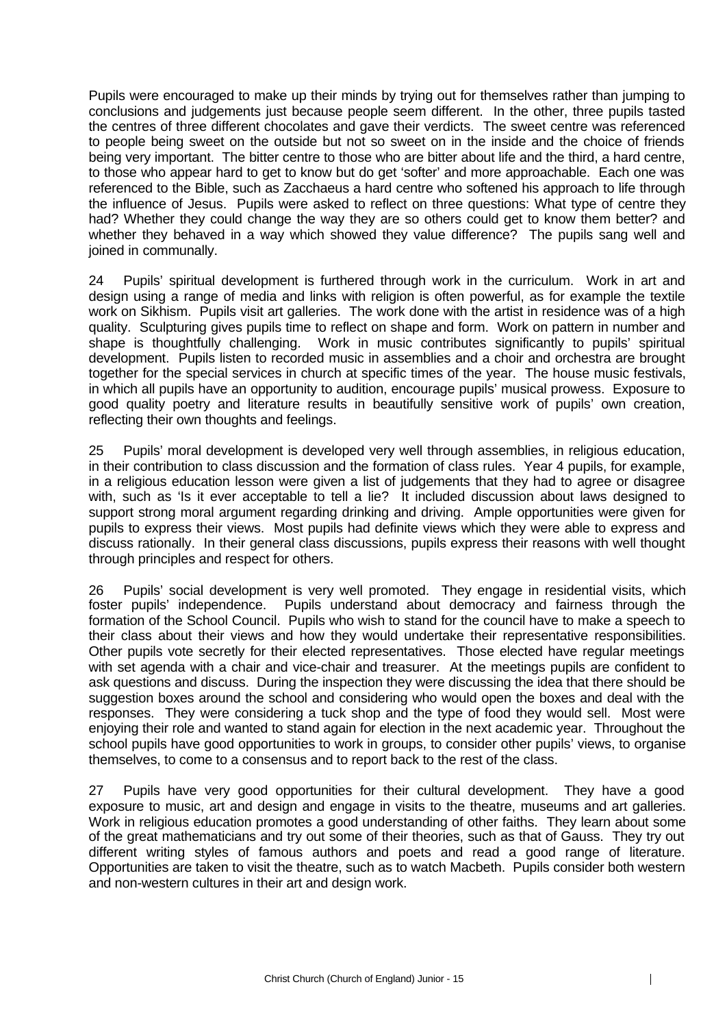Pupils were encouraged to make up their minds by trying out for themselves rather than jumping to conclusions and judgements just because people seem different. In the other, three pupils tasted the centres of three different chocolates and gave their verdicts. The sweet centre was referenced to people being sweet on the outside but not so sweet on in the inside and the choice of friends being very important. The bitter centre to those who are bitter about life and the third, a hard centre, to those who appear hard to get to know but do get 'softer' and more approachable. Each one was referenced to the Bible, such as Zacchaeus a hard centre who softened his approach to life through the influence of Jesus. Pupils were asked to reflect on three questions: What type of centre they had? Whether they could change the way they are so others could get to know them better? and whether they behaved in a way which showed they value difference? The pupils sang well and joined in communally.

24 Pupils' spiritual development is furthered through work in the curriculum. Work in art and design using a range of media and links with religion is often powerful, as for example the textile work on Sikhism. Pupils visit art galleries. The work done with the artist in residence was of a high quality. Sculpturing gives pupils time to reflect on shape and form. Work on pattern in number and shape is thoughtfully challenging. Work in music contributes significantly to pupils' spiritual development. Pupils listen to recorded music in assemblies and a choir and orchestra are brought together for the special services in church at specific times of the year. The house music festivals, in which all pupils have an opportunity to audition, encourage pupils' musical prowess. Exposure to good quality poetry and literature results in beautifully sensitive work of pupils' own creation, reflecting their own thoughts and feelings.

25 Pupils' moral development is developed very well through assemblies, in religious education, in their contribution to class discussion and the formation of class rules. Year 4 pupils, for example, in a religious education lesson were given a list of judgements that they had to agree or disagree with, such as 'Is it ever acceptable to tell a lie? It included discussion about laws designed to support strong moral argument regarding drinking and driving. Ample opportunities were given for pupils to express their views. Most pupils had definite views which they were able to express and discuss rationally. In their general class discussions, pupils express their reasons with well thought through principles and respect for others.

26 Pupils' social development is very well promoted. They engage in residential visits, which foster pupils' independence. Pupils understand about democracy and fairness through the formation of the School Council. Pupils who wish to stand for the council have to make a speech to their class about their views and how they would undertake their representative responsibilities. Other pupils vote secretly for their elected representatives. Those elected have regular meetings with set agenda with a chair and vice-chair and treasurer. At the meetings pupils are confident to ask questions and discuss. During the inspection they were discussing the idea that there should be suggestion boxes around the school and considering who would open the boxes and deal with the responses. They were considering a tuck shop and the type of food they would sell. Most were enjoying their role and wanted to stand again for election in the next academic year. Throughout the school pupils have good opportunities to work in groups, to consider other pupils' views, to organise themselves, to come to a consensus and to report back to the rest of the class.

27 Pupils have very good opportunities for their cultural development. They have a good exposure to music, art and design and engage in visits to the theatre, museums and art galleries. Work in religious education promotes a good understanding of other faiths. They learn about some of the great mathematicians and try out some of their theories, such as that of Gauss. They try out different writing styles of famous authors and poets and read a good range of literature. Opportunities are taken to visit the theatre, such as to watch Macbeth. Pupils consider both western and non-western cultures in their art and design work.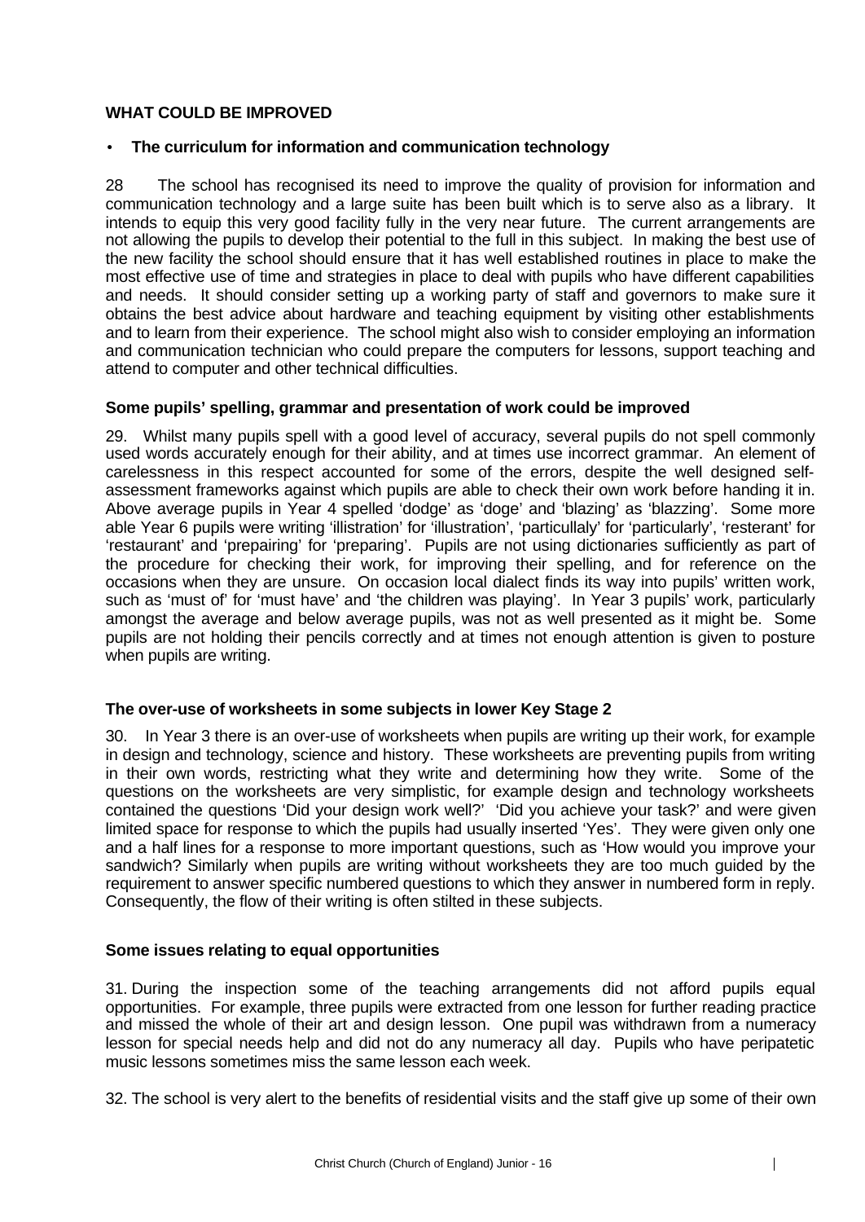## WHAT COULD BE IMPROVED

- **The curriculum for information and communication technology**

28 The school has recognised its need to improve the quality of provision for information and communication technology and a large suite has been built which is to serve also as a library. It intends to equip this very good facility fully in the very near future. The current arrangements are not allowing the pupils to develop their potential to the full in this subject. In making the best use of the new facility the school should ensure that it has well established routines in place to make the most effective use of time and strategies in place to deal with pupils who have different capabilities and needs. It should consider setting up a working party of staff and governors to make sure it obtains the best advice about hardware and teaching equipment by visiting other establishments and to learn from their experience. The school might also wish to consider employing an information and communication technician who could prepare the computers for lessons, support teaching and attend to computer and other technical difficulties.

**Some pupils' spelling, grammar and presentation of work could be improved**

29. Whilst many pupils spell with a good level of accuracy, several pupils do not spell commonly used words accurately enough for their ability, and at times use incorrect grammar. An element of carelessness in this respect accounted for some of the errors, despite the well designed self-assessment frameworks against which pupils are able to check their own work before handing it in. Above average pupils in Year 4 spelled 'dodge' as 'doge' and 'blazing' as 'blazzing'. Some more able Year 6 pupils were writing 'illistration' for 'illustration', 'particullaly' for 'particularly', 'resterant' for 'restaurant' and 'prepairing' for 'preparing'. Pupils are not using dictionaries sufficiently as part of the procedure for checking their work, for improving their spelling, and for reference on the occasions when they are unsure. On occasion local dialect finds its way into pupils' written work, such as 'must of' for 'must have' and 'the children was playing'. In Year 3 pupils' work, particularly amongst the average and below average pupils, was not as well presented as it might be. Some pupils are not holding their pencils correctly and at times not enough attention is given to posture when pupils are writing.

**The over-use of worksheets in some subjects in lower Key Stage 2**

30. In Year 3 there is an over-use of worksheets when pupils are writing up their work, for example in design and technology, science and history. These worksheets are preventing pupils from writing in their own words, restricting what they write and determining how they write. Some of the questions on the worksheets are very simplistic, for example design and technology worksheets contained the questions 'Did your design work well?' 'Did you achieve your task?' and were given limited space for response to which the pupils had usually inserted 'Yes'. They were given only one and a half lines for a response to more important questions, such as 'How would you improve your sandwich? Similarly when pupils are writing without worksheets they are too much guided by the requirement to answer specific numbered questions to which they answer in numbered form in reply. Consequently, the flow of their writing is often stilted in these subjects.

**Some issues relating to equal opportunities**

31. During the inspection some of the teaching arrangements did not afford pupils equal opportunities. For example, three pupils were extracted from one lesson for further reading practice and missed the whole of their art and design lesson. One pupil was withdrawn from a numeracy lesson for special needs help and did not do any numeracy all day. Pupils who have peripatetic music lessons sometimes miss the same lesson each week.

32. The school is very alert to the benefits of residential visits and the staff give up some of their own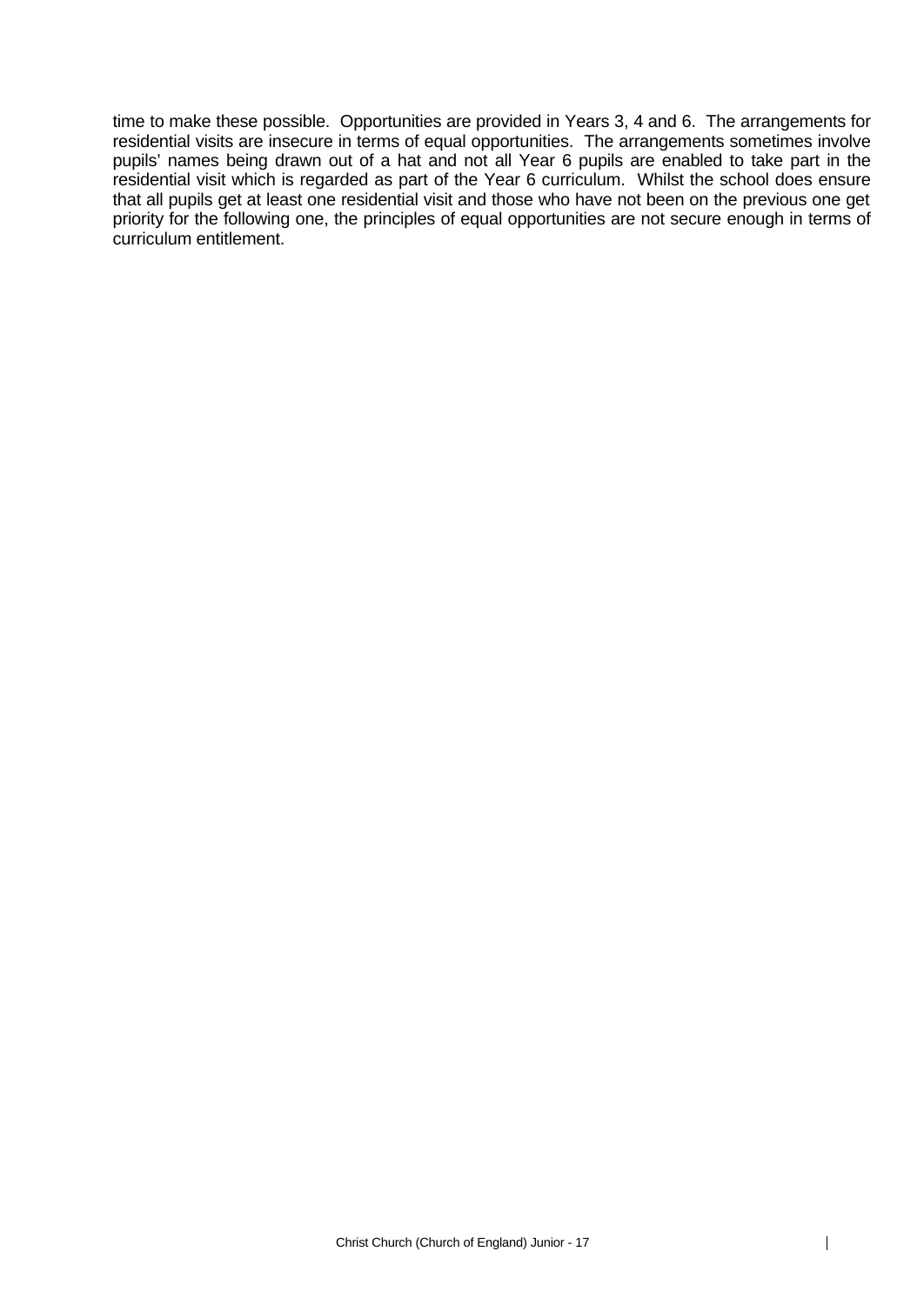time to make these possible. Opportunities are provided in Years 3, 4 and 6. The arrangements for residential visits are insecure in terms of equal opportunities. The arrangements sometimes involve pupils' names being drawn out of a hat and not all Year 6 pupils are enabled to take part in the residential visit which is regarded as part of the Year 6 curriculum. Whilst the school does ensure that all pupils get at least one residential visit and those who have not been on the previous one get priority for the following one, the principles of equal opportunities are not secure enough in terms of curriculum entitlement.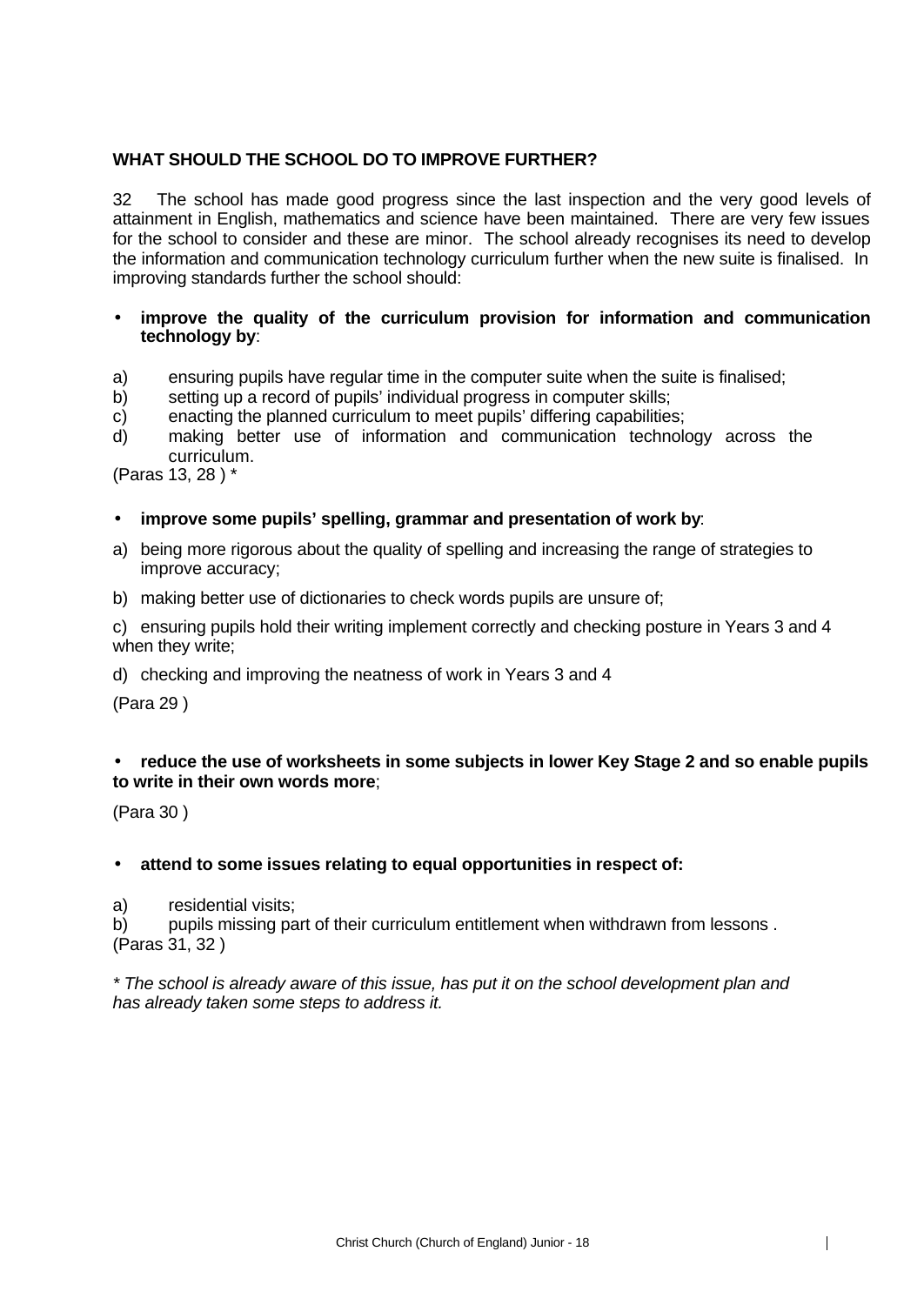## WHAT SHOULD THE SCHOOL DO TO IMPROVE FURTHER?

32 The school has made good progress since the last inspection and the very good levels of attainment in English, mathematics and science have been maintained. There are very few issues for the school to consider and these are minor. The school already recognises its need to develop the information and communication technology curriculum further when the new suite is finalised. In improving standards further the school should:

- **improve the quality of the curriculum provision for information and communication technology by**:

a) ensuring pupils have regular time in the computer suite when the suite is finalised;
b) setting up a record of pupils' individual progress in computer skills;
c) enacting the planned curriculum to meet pupils' differing capabilities;
d) making better use of information and communication technology across the curriculum.

(Paras 13, 28 ) *

- **improve some pupils' spelling, grammar and presentation of work by**:

a) being more rigorous about the quality of spelling and increasing the range of strategies to improve accuracy;

b) making better use of dictionaries to check words pupils are unsure of;

c) ensuring pupils hold their writing implement correctly and checking posture in Years 3 and 4 when they write;

d) checking and improving the neatness of work in Years 3 and 4

(Para 29 )

- **reduce the use of worksheets in some subjects in lower Key Stage 2 and so enable pupils to write in their own words more**;

(Para 30 )

- **attend to some issues relating to equal opportunities in respect of:**

a) residential visits;
b) pupils missing part of their curriculum entitlement when withdrawn from lessons .

(Paras 31, 32 )

*\* The school is already aware of this issue, has put it on the school development plan and has already taken some steps to address it.*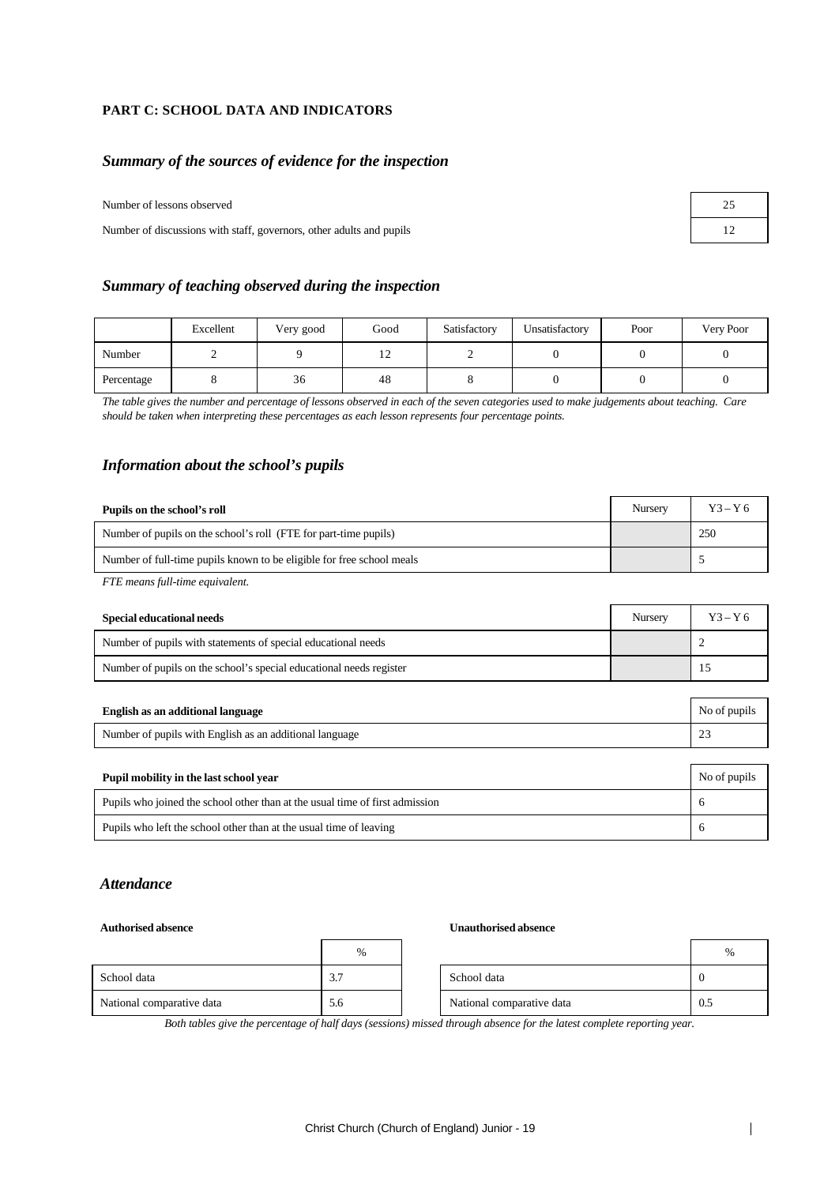**PART C: SCHOOL DATA AND INDICATORS**

## *Summary of the sources of evidence for the inspection*

| | |
|---|---|
| Number of lessons observed | 25 |
| Number of discussions with staff, governors, other adults and pupils | 12 |

## *Summary of teaching observed during the inspection*

| | Excellent | Very good | Good | Satisfactory | Unsatisfactory | Poor | Very Poor |
|---|---|---|---|---|---|---|---|
| Number | 2 | 9 | 12 | 2 | 0 | 0 | 0 |
| Percentage | 8 | 36 | 48 | 8 | 0 | 0 | 0 |

*The table gives the number and percentage of lessons observed in each of the seven categories used to make judgements about teaching. Care should be taken when interpreting these percentages as each lesson represents four percentage points.*

## *Information about the school's pupils*

| **Pupils on the school's roll** | Nursery | Y3 – Y 6 |
|---|---|---|
| Number of pupils on the school's roll (FTE for part-time pupils) | | 250 |
| Number of full-time pupils known to be eligible for free school meals | | 5 |

*FTE means full-time equivalent.*

| **Special educational needs** | Nursery | Y3 – Y 6 |
|---|---|---|
| Number of pupils with statements of special educational needs | | 2 |
| Number of pupils on the school's special educational needs register | | 15 |

| **English as an additional language** | No of pupils |
|---|---|
| Number of pupils with English as an additional language | 23 |

| **Pupil mobility in the last school year** | No of pupils |
|---|---|
| Pupils who joined the school other than at the usual time of first admission | 6 |
| Pupils who left the school other than at the usual time of leaving | 6 |

## *Attendance*

**Authorised absence**

| | % |
|---|---|
| School data | 3.7 |
| National comparative data | 5.6 |

**Unauthorised absence**

| | % |
|---|---|
| School data | 0 |
| National comparative data | 0.5 |

*Both tables give the percentage of half days (sessions) missed through absence for the latest complete reporting year.*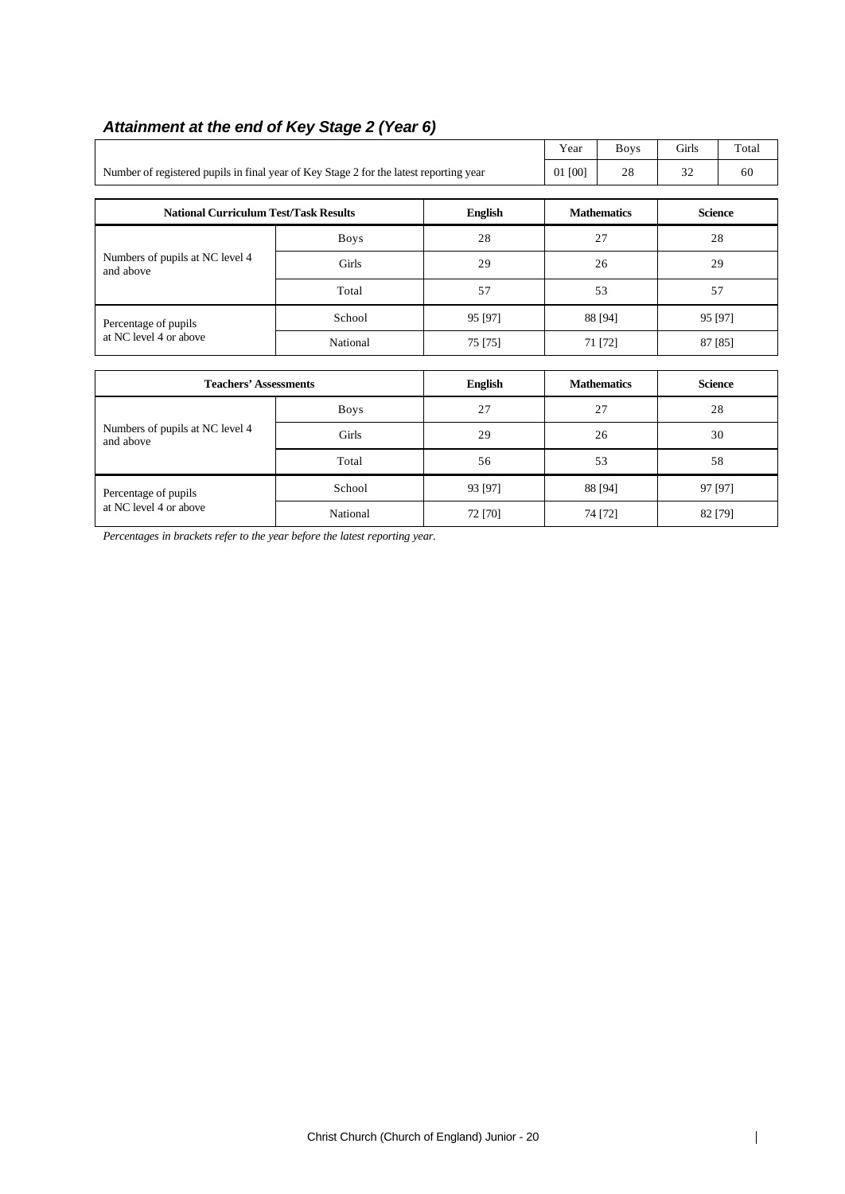### *Attainment at the end of Key Stage 2 (Year 6)*

| | Year | Boys | Girls | Total |
|---|---|---|---|---|
| Number of registered pupils in final year of Key Stage 2 for the latest reporting year | 01 [00] | 28 | 32 | 60 |

| National Curriculum Test/Task Results | | English | Mathematics | Science |
|---|---|---|---|---|
| Numbers of pupils at NC level 4 and above | Boys | 28 | 27 | 28 |
| | Girls | 29 | 26 | 29 |
| | Total | 57 | 53 | 57 |
| Percentage of pupils at NC level 4 or above | School | 95 [97] | 88 [94] | 95 [97] |
| | National | 75 [75] | 71 [72] | 87 [85] |

| Teachers' Assessments | | English | Mathematics | Science |
|---|---|---|---|---|
| Numbers of pupils at NC level 4 and above | Boys | 27 | 27 | 28 |
| | Girls | 29 | 26 | 30 |
| | Total | 56 | 53 | 58 |
| Percentage of pupils at NC level 4 or above | School | 93 [97] | 88 [94] | 97 [97] |
| | National | 72 [70] | 74 [72] | 82 [79] |

*Percentages in brackets refer to the year before the latest reporting year.*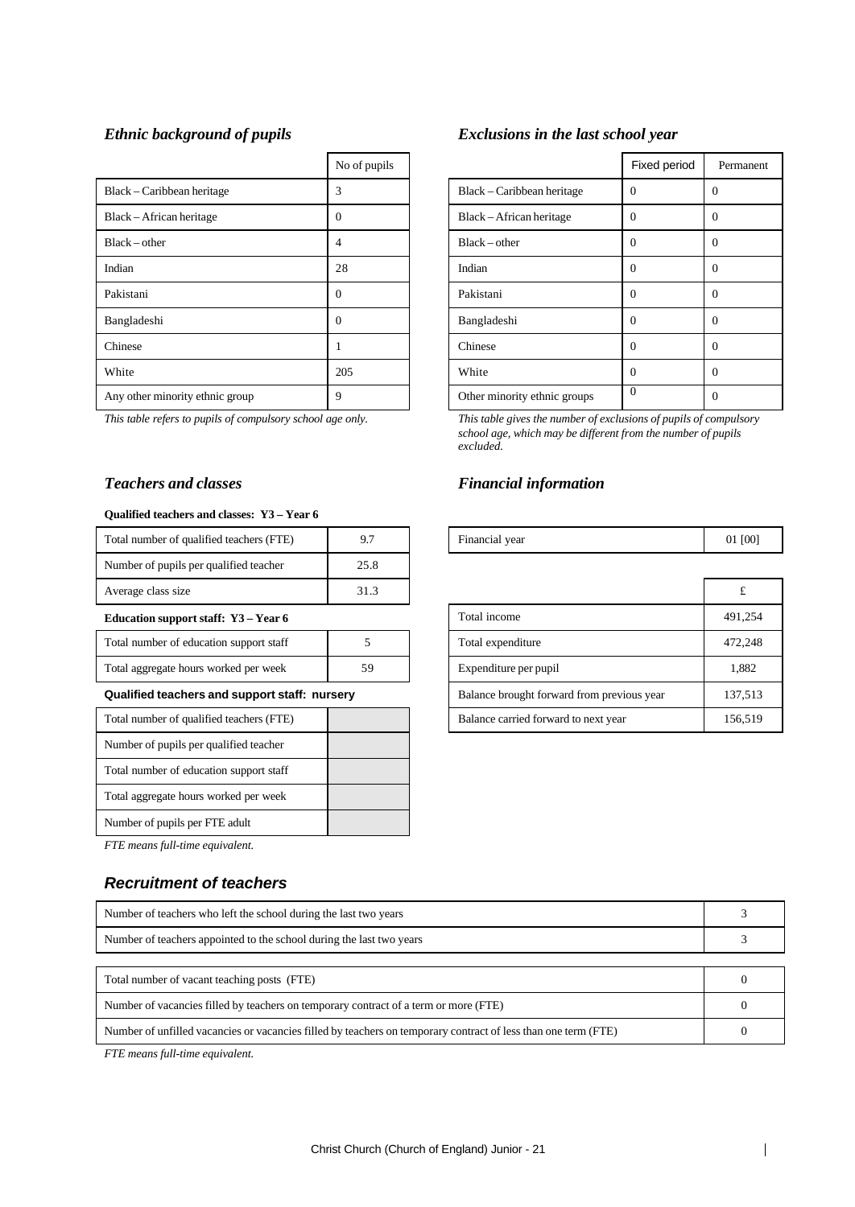### *Ethnic background of pupils*

| | No of pupils |
|---|---|
| Black – Caribbean heritage | 3 |
| Black – African heritage | 0 |
| Black – other | 4 |
| Indian | 28 |
| Pakistani | 0 |
| Bangladeshi | 0 |
| Chinese | 1 |
| White | 205 |
| Any other minority ethnic group | 9 |

*This table refers to pupils of compulsory school age only.*

### *Exclusions in the last school year*

| | Fixed period | Permanent |
|---|---|---|
| Black – Caribbean heritage | 0 | 0 |
| Black – African heritage | 0 | 0 |
| Black – other | 0 | 0 |
| Indian | 0 | 0 |
| Pakistani | 0 | 0 |
| Bangladeshi | 0 | 0 |
| Chinese | 0 | 0 |
| White | 0 | 0 |
| Other minority ethnic groups | 0 | 0 |

*This table gives the number of exclusions of pupils of compulsory school age, which may be different from the number of pupils excluded.*

### *Teachers and classes*

**Qualified teachers and classes: Y3 – Year 6**

| | |
|---|---|
| Total number of qualified teachers (FTE) | 9.7 |
| Number of pupils per qualified teacher | 25.8 |
| Average class size | 31.3 |

**Education support staff: Y3 – Year 6**

| | |
|---|---|
| Total number of education support staff | 5 |
| Total aggregate hours worked per week | 59 |

**Qualified teachers and support staff: nursery**

| | |
|---|---|
| Total number of qualified teachers (FTE) | |
| Number of pupils per qualified teacher | |
| Total number of education support staff | |
| Total aggregate hours worked per week | |
| Number of pupils per FTE adult | |

*FTE means full-time equivalent.*

### *Financial information*

| | |
|---|---|
| Financial year | 01 [00] |

| | £ |
|---|---|
| Total income | 491,254 |
| Total expenditure | 472,248 |
| Expenditure per pupil | 1,882 |
| Balance brought forward from previous year | 137,513 |
| Balance carried forward to next year | 156,519 |

### *Recruitment of teachers*

| | |
|---|---|
| Number of teachers who left the school during the last two years | 3 |
| Number of teachers appointed to the school during the last two years | 3 |

| | |
|---|---|
| Total number of vacant teaching posts (FTE) | 0 |
| Number of vacancies filled by teachers on temporary contract of a term or more (FTE) | 0 |
| Number of unfilled vacancies or vacancies filled by teachers on temporary contract of less than one term (FTE) | 0 |

*FTE means full-time equivalent.*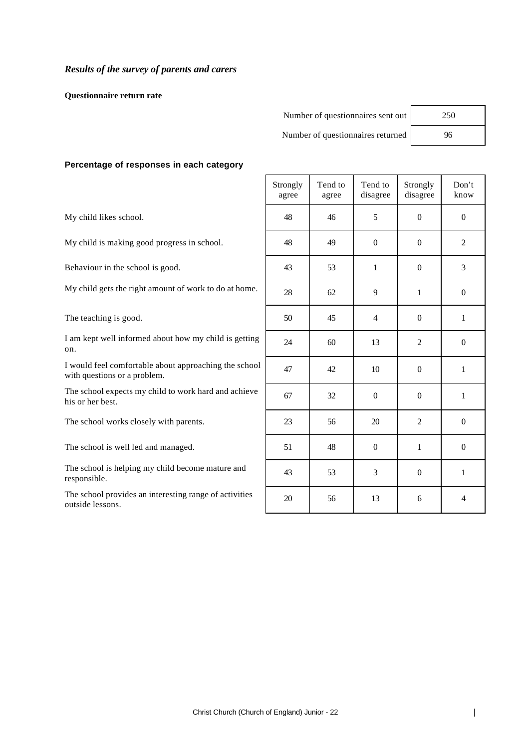### *Results of the survey of parents and carers*

**Questionnaire return rate**

| | |
|---|---|
| Number of questionnaires sent out | 250 |
| Number of questionnaires returned | 96 |

**Percentage of responses in each category**

| | Strongly agree | Tend to agree | Tend to disagree | Strongly disagree | Don't know |
|---|---|---|---|---|---|
| My child likes school. | 48 | 46 | 5 | 0 | 0 |
| My child is making good progress in school. | 48 | 49 | 0 | 0 | 2 |
| Behaviour in the school is good. | 43 | 53 | 1 | 0 | 3 |
| My child gets the right amount of work to do at home. | 28 | 62 | 9 | 1 | 0 |
| The teaching is good. | 50 | 45 | 4 | 0 | 1 |
| I am kept well informed about how my child is getting on. | 24 | 60 | 13 | 2 | 0 |
| I would feel comfortable about approaching the school with questions or a problem. | 47 | 42 | 10 | 0 | 1 |
| The school expects my child to work hard and achieve his or her best. | 67 | 32 | 0 | 0 | 1 |
| The school works closely with parents. | 23 | 56 | 20 | 2 | 0 |
| The school is well led and managed. | 51 | 48 | 0 | 1 | 0 |
| The school is helping my child become mature and responsible. | 43 | 53 | 3 | 0 | 1 |
| The school provides an interesting range of activities outside lessons. | 20 | 56 | 13 | 6 | 4 |